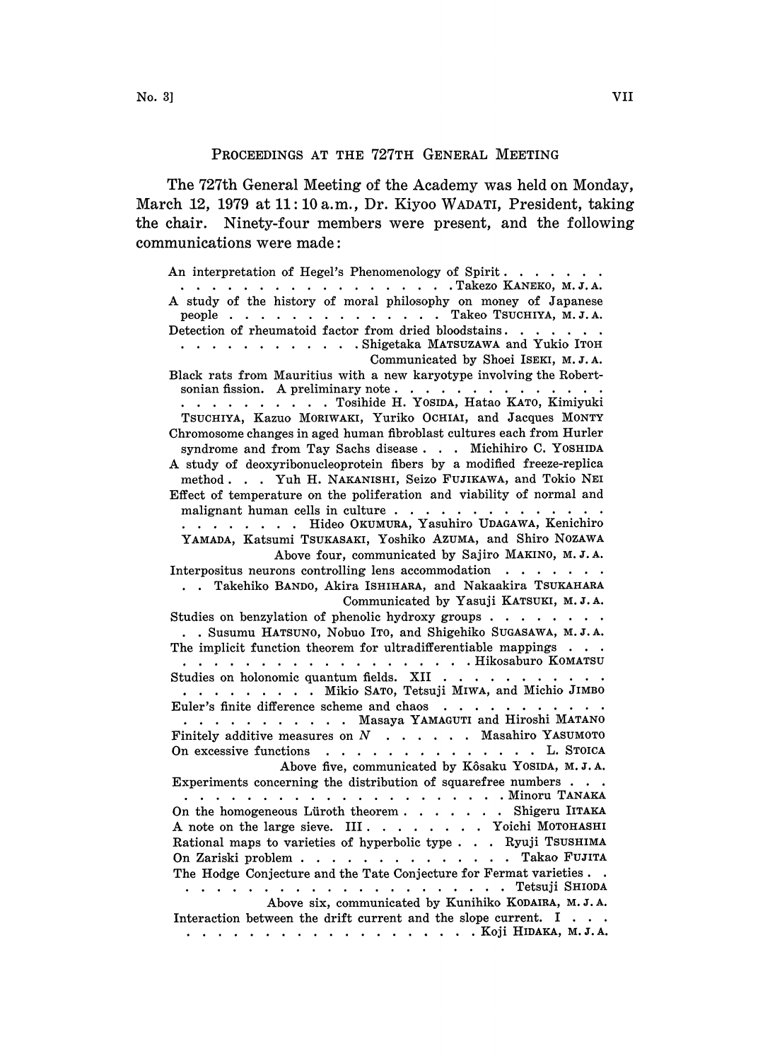## Proceedings at the 727th General Meeting

The 727th General Meeting of the Academy was held on Monday, March 12, 1979 at 11:10 a.m., Dr. Kiyoo WADATI, President, taking the chair. Ninety-four members were present, and the following communications were made:

An interpretation of Hegel's Phenomenology of Spirit . . . . . . . Takezo KANEKO, M. J. A.

A study of the history of moral philosophy on money of Japanese people . . . . . . . Takeo TSUCHIYA, M. J. A.

Detection of rheumatoid factor from dried bloodstains . . . . . . . Shigetaka MATSUZAWA and Yukio ITOH

Communicated by Shoei ISEKI, M. J. A.

Black rats from Mauritius with a new karyotype involving the Robertsonian fission. A preliminary note . . . . . . . Tosihide H. YOSIDA, Hatao KATO, Kimiyuki TSUCHIYA, Kazuo MORIWAKI, Yuriko OCHIAI, and Jacques MONTY

Chromosome changes in aged human fibroblast cultures each from Hurler syndrome and from Tay Sachs disease . . . Michihiro C. YOSHIDA

A study of deoxyribonucleoprotein fibers by a modified freeze-replica method . . . Yuh H. NAKANISHI, Seizo FUJIKAWA, and Tokio NEI

Effect of temperature on the poliferation and viability of normal and malignant human cells in culture . . . . . . . Hideo OKUMURA, Yasuhiro UDAGAWA, Kenichiro YAMADA, Katsumi TSUKASAKI, Yoshiko AZUMA, and Shiro NOZAWA

Above four, communicated by Sajiro MAKINO, M. J. A.

Interpositus neurons controlling lens accommodation . . . . . . . Takehiko BANDO, Akira ISHIHARA, and Nakaakira TSUKAHARA

Communicated by Yasuji KATSUKI, M. J. A.

Studies on benzylation of phenolic hydroxy groups . . . . . . . Susumu HATSUNO, Nobuo ITO, and Shigehiko SUGASAWA, M. J. A.

The implicit function theorem for ultradifferentiable mappings . . . . . . . Hikosaburo KOMATSU

Studies on holonomic quantum fields. XII . . . . . . . Mikio SATO, Tetsuji MIWA, and Michio JIMBO

Euler's finite difference scheme and chaos . . . . . . . Masaya YAMAGUTI and Hiroshi MATANO

Finitely additive measures on $N$ . . . . . . . Masahiro YASUMOTO

On excessive functions . . . . . . . L. STOICA

Above five, communicated by Kôsaku YOSIDA, M. J. A.

Experiments concerning the distribution of squarefree numbers . . . . . . . Minoru TANAKA

On the homogeneous Lüroth theorem . . . . . . . Shigeru IITAKA

A note on the large sieve. III . . . . . . . Yoichi MOTOHASHI

Rational maps to varieties of hyperbolic type . . . Ryuji TSUSHIMA

On Zariski problem . . . . . . . Takao FUJITA

The Hodge Conjecture and the Tate Conjecture for Fermat varieties . . . . . . . Tetsuji SHIODA

Above six, communicated by Kunihiko KODAIRA, M. J. A.

Interaction between the drift current and the slope current. I . . . . . . . Koji HIDAKA, M. J. A.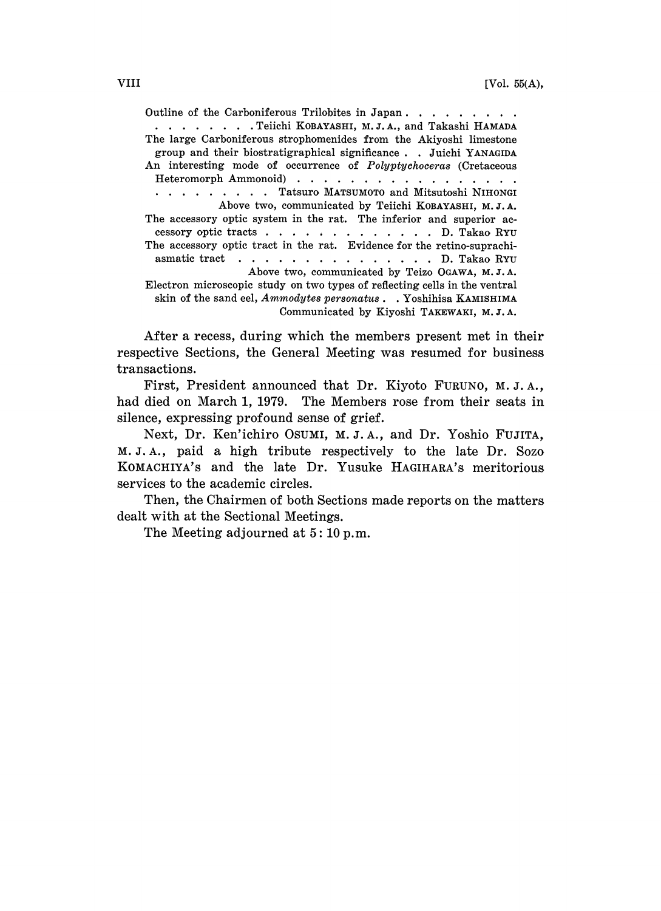Outline of the Carboniferous Trilobites in Japan . . . . . . . . . . . . . . . . . . Teiichi KOBAYASHI, M. J. A., and Takashi HAMADA

The large Carboniferous strophomenides from the Akiyoshi limestone group and their biostratigraphical significance . . Juichi YANAGIDA

An interesting mode of occurrence of *Polyptychoceras* (Cretaceous Heteromorph Ammonoid) . . . . . . . . . . . . . . . . . . . . . . . . . . Tatsuro MATSUMOTO and Mitsutoshi NIHONGI

Above two, communicated by Teiichi KOBAYASHI, M. J. A.

The accessory optic system in the rat. The inferior and superior accessory optic tracts . . . . . . . . . . . . . D. Takao RYU

The accessory optic tract in the rat. Evidence for the retino-suprachiasmatic tract . . . . . . . . . . . . . . . D. Takao RYU

Above two, communicated by Teizo OGAWA, M. J. A.

Electron microscopic study on two types of reflecting cells in the ventral skin of the sand eel, *Ammodytes personatus* . . Yoshihisa KAMISHIMA

Communicated by Kiyoshi TAKEWAKI, M. J. A.

After a recess, during which the members present met in their respective Sections, the General Meeting was resumed for business transactions.

First, President announced that Dr. Kiyoto FURUNO, M. J. A., had died on March 1, 1979. The Members rose from their seats in silence, expressing profound sense of grief.

Next, Dr. Ken'ichiro OSUMI, M. J. A., and Dr. Yoshio FUJITA, M. J. A., paid a high tribute respectively to the late Dr. Sozo KOMACHIYA's and the late Dr. Yusuke HAGIHARA's meritorious services to the academic circles.

Then, the Chairmen of both Sections made reports on the matters dealt with at the Sectional Meetings.

The Meeting adjourned at 5: 10 p.m.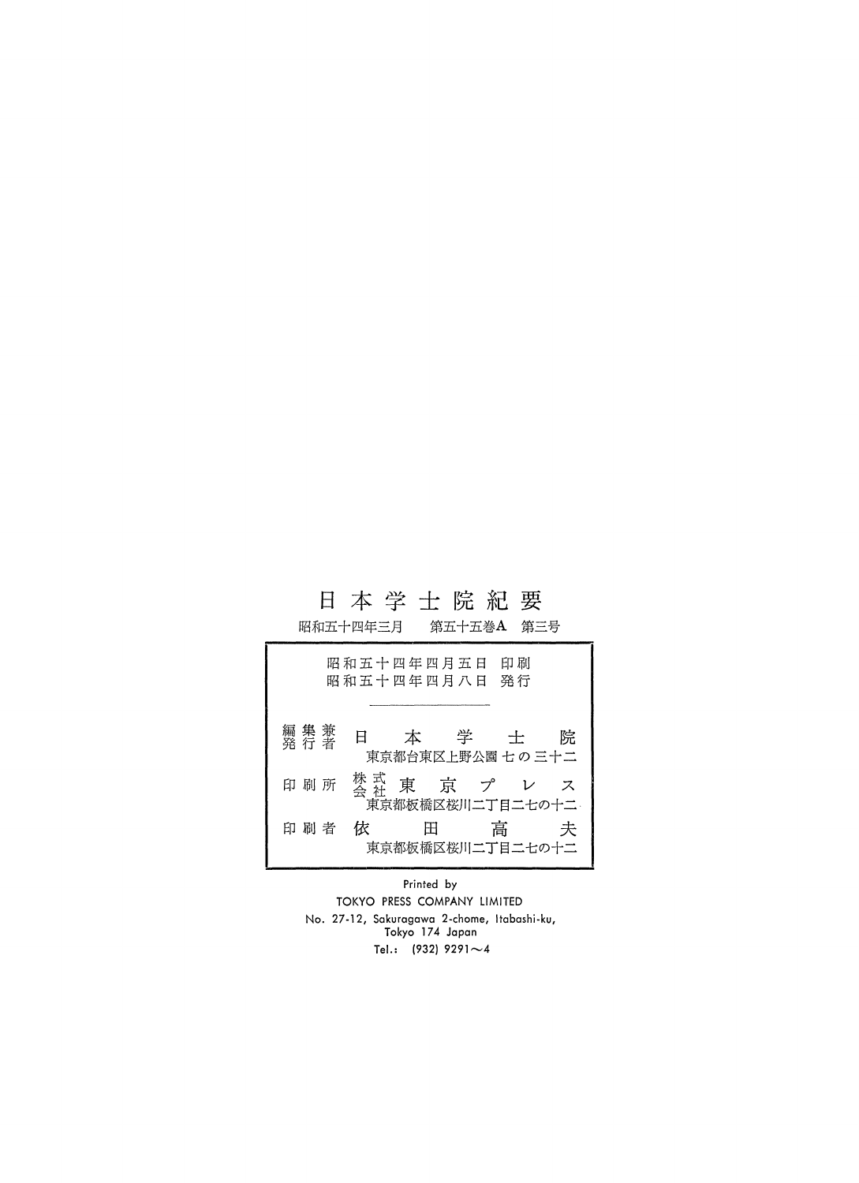# 日本学士院紀要

昭和五十四年三月　第五十五巻A　第三号

昭和五十四年四月五日　印刷
昭和五十四年四月八日　発行

| | |
|---|---|
| 編集兼発行者 | 日本学士院<br>東京都台東区上野公園七の三十二 |
| 印刷所 | 株式会社 東京プレス<br>東京都板橋区桜川二丁目二七の十二 |
| 印刷者 | 依田高夫<br>東京都板橋区桜川二丁目二七の十二 |

Printed by
TOKYO PRESS COMPANY LIMITED
No. 27-12, Sakuragawa 2-chome, Itabashi-ku,
Tokyo 174 Japan
Tel.: (932) 9291～4